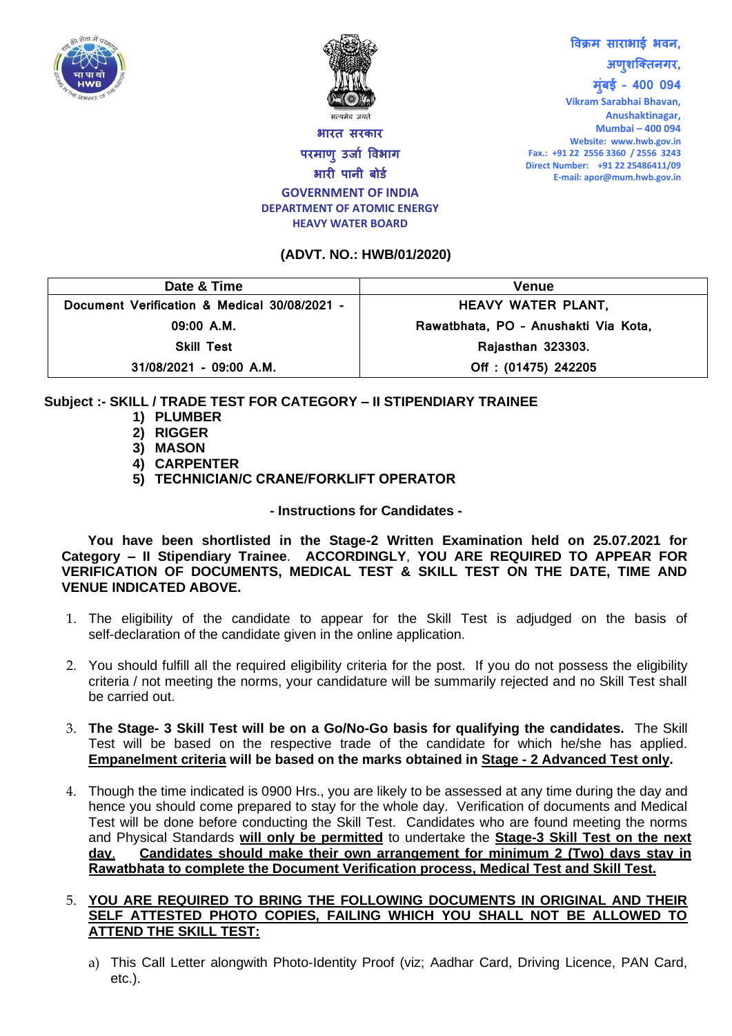विक्रम साराभाई भवन,
अणुशक्तिनगर,
मुंबई - 400 094
Vikram Sarabhai Bhavan,
Anushaktinagar,
Mumbai – 400 094
Website: www.hwb.gov.in
Fax.: +91 22 2556 3360 / 2556 3243
Direct Number: +91 22 25486411/09
E-mail: apor@mum.hwb.gov.in

भारत सरकार
परमाणु उर्जा विभाग
भारी पानी बोर्ड
GOVERNMENT OF INDIA
DEPARTMENT OF ATOMIC ENERGY
HEAVY WATER BOARD

**(ADVT. NO.: HWB/01/2020)**

| Date & Time | Venue |
|---|---|
| Document Verification & Medical 30/08/2021 - 09:00 A.M. | HEAVY WATER PLANT, Rawatbhata, PO - Anushakti Via Kota, Rajasthan 323303. |
| Skill Test 31/08/2021 - 09:00 A.M. | Off : (01475) 242205 |

**Subject :- SKILL / TRADE TEST FOR CATEGORY – II STIPENDIARY TRAINEE**

1) **PLUMBER**
2) **RIGGER**
3) **MASON**
4) **CARPENTER**
5) **TECHNICIAN/C CRANE/FORKLIFT OPERATOR**

**- Instructions for Candidates -**

**You have been shortlisted in the Stage-2 Written Examination held on 25.07.2021 for Category – II Stipendiary Trainee. ACCORDINGLY, YOU ARE REQUIRED TO APPEAR FOR VERIFICATION OF DOCUMENTS, MEDICAL TEST & SKILL TEST ON THE DATE, TIME AND VENUE INDICATED ABOVE.**

1. The eligibility of the candidate to appear for the Skill Test is adjudged on the basis of self-declaration of the candidate given in the online application.

2. You should fulfill all the required eligibility criteria for the post. If you do not possess the eligibility criteria / not meeting the norms, your candidature will be summarily rejected and no Skill Test shall be carried out.

3. **The Stage- 3 Skill Test will be on a Go/No-Go basis for qualifying the candidates.** The Skill Test will be based on the respective trade of the candidate for which he/she has applied. **Empanelment criteria will be based on the marks obtained in Stage - 2 Advanced Test only.**

4. Though the time indicated is 0900 Hrs., you are likely to be assessed at any time during the day and hence you should come prepared to stay for the whole day. Verification of documents and Medical Test will be done before conducting the Skill Test. Candidates who are found meeting the norms and Physical Standards **will only be permitted** to undertake the **Stage-3 Skill Test on the next day**. **Candidates should make their own arrangement for minimum 2 (Two) days stay in Rawatbhata to complete the Document Verification process, Medical Test and Skill Test.**

5. **YOU ARE REQUIRED TO BRING THE FOLLOWING DOCUMENTS IN ORIGINAL AND THEIR SELF ATTESTED PHOTO COPIES, FAILING WHICH YOU SHALL NOT BE ALLOWED TO ATTEND THE SKILL TEST:**

   a) This Call Letter alongwith Photo-Identity Proof (viz; Aadhar Card, Driving Licence, PAN Card, etc.).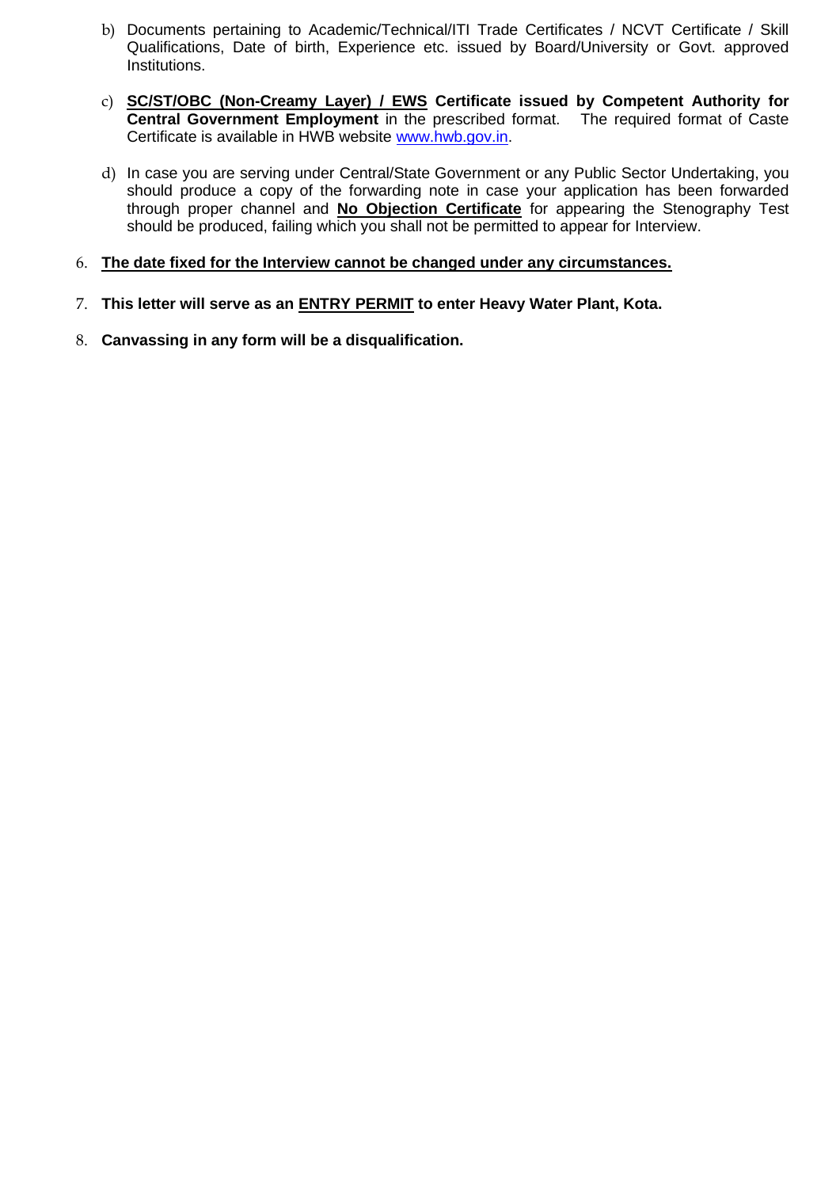b) Documents pertaining to Academic/Technical/ITI Trade Certificates / NCVT Certificate / Skill Qualifications, Date of birth, Experience etc. issued by Board/University or Govt. approved Institutions.

c) **SC/ST/OBC (Non-Creamy Layer) / EWS Certificate issued by Competent Authority for Central Government Employment** in the prescribed format. The required format of Caste Certificate is available in HWB website www.hwb.gov.in.

d) In case you are serving under Central/State Government or any Public Sector Undertaking, you should produce a copy of the forwarding note in case your application has been forwarded through proper channel and **No Objection Certificate** for appearing the Stenography Test should be produced, failing which you shall not be permitted to appear for Interview.

6. **The date fixed for the Interview cannot be changed under any circumstances.**

7. **This letter will serve as an ENTRY PERMIT to enter Heavy Water Plant, Kota.**

8. **Canvassing in any form will be a disqualification.**